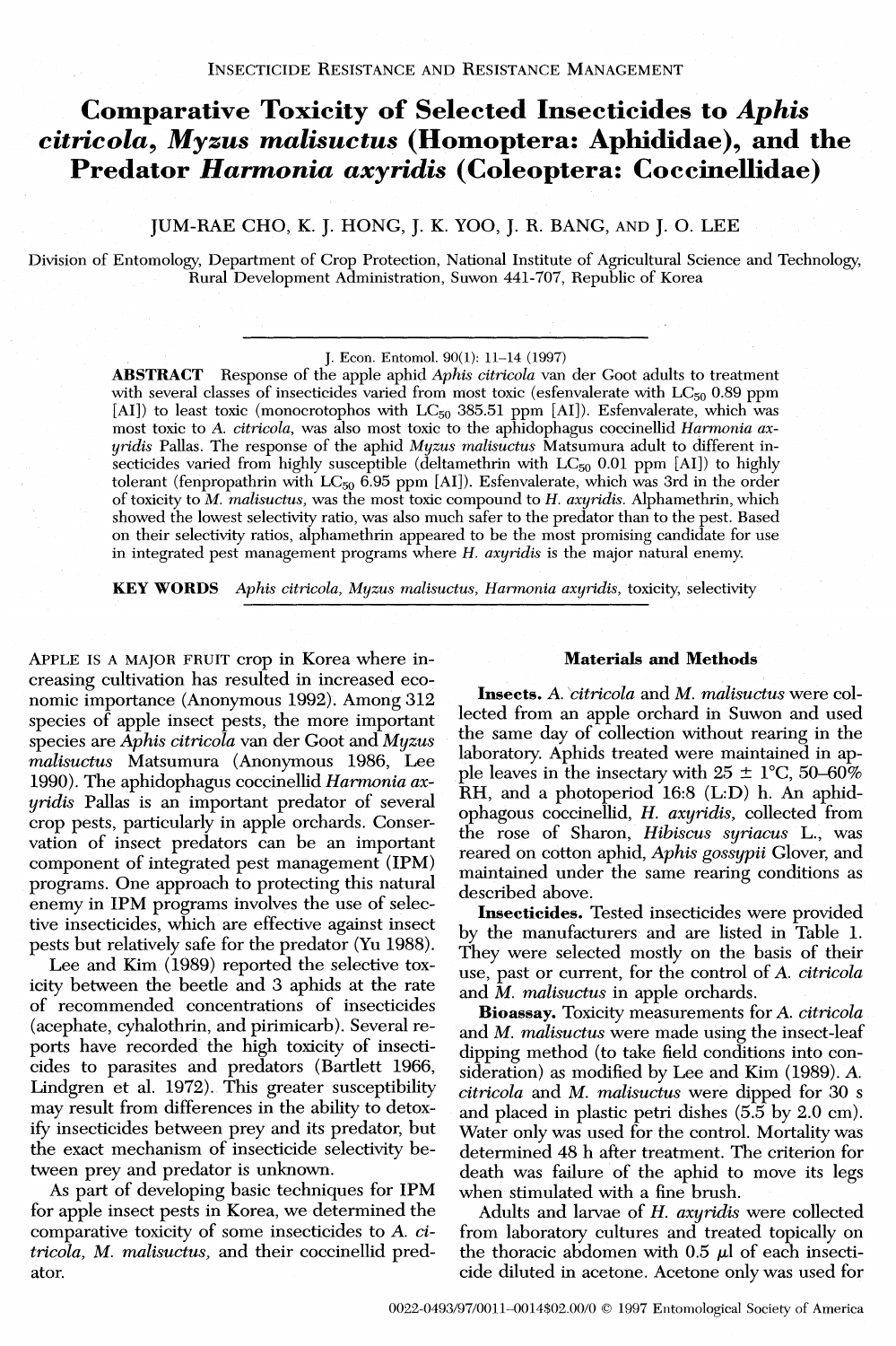INSECTICIDE RESISTANCE AND RESISTANCE MANAGEMENT

# Comparative Toxicity of Selected Insecticides to *Aphis citricola*, *Myzus malisuctus* (Homoptera: Aphididae), and the Predator *Harmonia axyridis* (Coleoptera: Coccinellidae)

JUM-RAE CHO, K. J. HONG, J. K. YOO, J. R. BANG, AND J. O. LEE

Division of Entomology, Department of Crop Protection, National Institute of Agricultural Science and Technology, Rural Development Administration, Suwon 441-707, Republic of Korea

J. Econ. Entomol. 90(1): 11–14 (1997)

**ABSTRACT** Response of the apple aphid *Aphis citricola* van der Goot adults to treatment with several classes of insecticides varied from most toxic (esfenvalerate with $LC_{50}$ 0.89 ppm [AI]) to least toxic (monocrotophos with $LC_{50}$ 385.51 ppm [AI]). Esfenvalerate, which was most toxic to *A. citricola*, was also most toxic to the aphidophagus coccinellid *Harmonia axyridis* Pallas. The response of the aphid *Myzus malisuctus* Matsumura adult to different insecticides varied from highly susceptible (deltamethrin with $LC_{50}$ 0.01 ppm [AI]) to highly tolerant (fenpropathrin with $LC_{50}$ 6.95 ppm [AI]). Esfenvalerate, which was 3rd in the order of toxicity to *M. malisuctus*, was the most toxic compound to *H. axyridis*. Alphamethrin, which showed the lowest selectivity ratio, was also much safer to the predator than to the pest. Based on their selectivity ratios, alphamethrin appeared to be the most promising candidate for use in integrated pest management programs where *H. axyridis* is the major natural enemy.

**KEY WORDS** *Aphis citricola*, *Myzus malisuctus*, *Harmonia axyridis*, toxicity, selectivity

APPLE IS A MAJOR FRUIT crop in Korea where increasing cultivation has resulted in increased economic importance (Anonymous 1992). Among 312 species of apple insect pests, the more important species are *Aphis citricola* van der Goot and *Myzus malisuctus* Matsumura (Anonymous 1986, Lee 1990). The aphidophagus coccinellid *Harmonia axyridis* Pallas is an important predator of several crop pests, particularly in apple orchards. Conservation of insect predators can be an important component of integrated pest management (IPM) programs. One approach to protecting this natural enemy in IPM programs involves the use of selective insecticides, which are effective against insect pests but relatively safe for the predator (Yu 1988).

Lee and Kim (1989) reported the selective toxicity between the beetle and 3 aphids at the rate of recommended concentrations of insecticides (acephate, cyhalothrin, and pirimicarb). Several reports have recorded the high toxicity of insecticides to parasites and predators (Bartlett 1966, Lindgren et al. 1972). This greater susceptibility may result from differences in the ability to detoxify insecticides between prey and its predator, but the exact mechanism of insecticide selectivity between prey and predator is unknown.

As part of developing basic techniques for IPM for apple insect pests in Korea, we determined the comparative toxicity of some insecticides to *A. citricola*, *M. malisuctus*, and their coccinellid predator.

## Materials and Methods

**Insects.** *A. citricola* and *M. malisuctus* were collected from an apple orchard in Suwon and used the same day of collection without rearing in the laboratory. Aphids treated were maintained in apple leaves in the insectary with 25 ± 1°C, 50–60% RH, and a photoperiod 16:8 (L:D) h. An aphidophagous coccinellid, *H. axyridis*, collected from the rose of Sharon, *Hibiscus syriacus* L., was reared on cotton aphid, *Aphis gossypii* Glover, and maintained under the same rearing conditions as described above.

**Insecticides.** Tested insecticides were provided by the manufacturers and are listed in Table 1. They were selected mostly on the basis of their use, past or current, for the control of *A. citricola* and *M. malisuctus* in apple orchards.

**Bioassay.** Toxicity measurements for *A. citricola* and *M. malisuctus* were made using the insect-leaf dipping method (to take field conditions into consideration) as modified by Lee and Kim (1989). *A. citricola* and *M. malisuctus* were dipped for 30 s and placed in plastic petri dishes (5.5 by 2.0 cm). Water only was used for the control. Mortality was determined 48 h after treatment. The criterion for death was failure of the aphid to move its legs when stimulated with a fine brush.

Adults and larvae of *H. axyridis* were collected from laboratory cultures and treated topically on the thoracic abdomen with 0.5 μl of each insecticide diluted in acetone. Acetone only was used for

0022-0493/97/0011–0014$02.00/0 © 1997 Entomological Society of America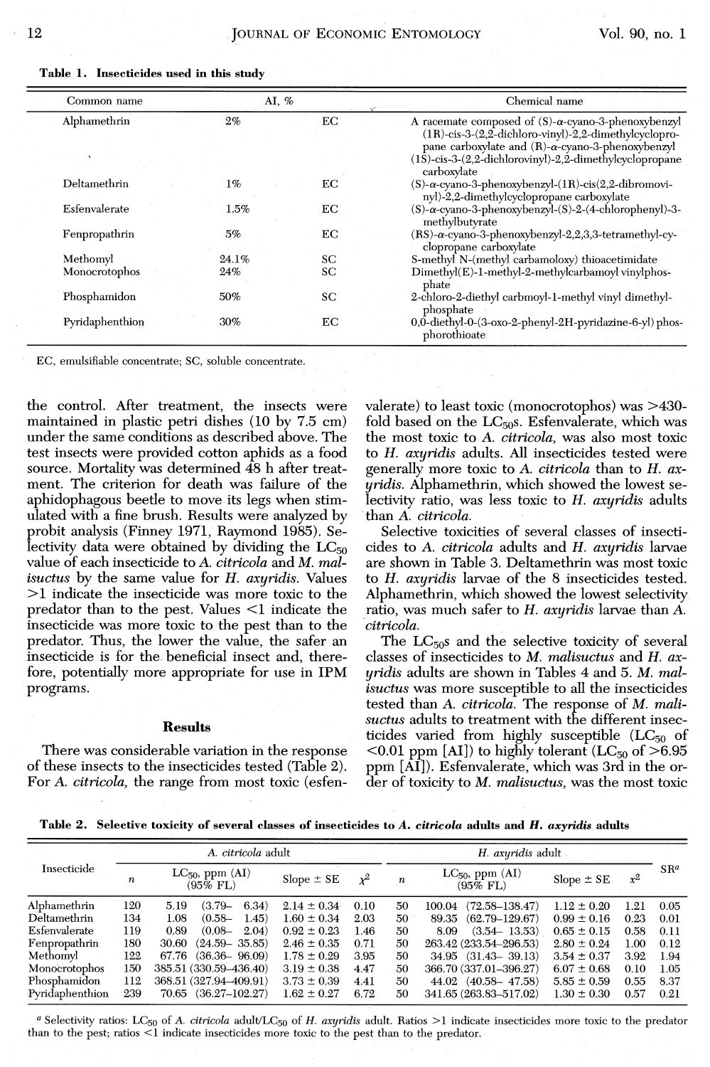**Table 1. Insecticides used in this study**

| Common name | AI, % | | Chemical name |
|---|---|---|---|
| Alphamethrin | 2% | EC | A racemate composed of (S)-α-cyano-3-phenoxybenzyl (1R)-cis-3-(2,2-dichloro-vinyl)-2,2-dimethylcyclopropane carboxylate and (R)-α-cyano-3-phenoxybenzyl (1S)-cis-3-(2,2-dichlorovinyl)-2,2-dimethylcyclopropane carboxylate |
| Deltamethrin | 1% | EC | (S)-α-cyano-3-phenoxybenzyl-(1R)-cis(2,2-dibromovinyl)-2,2-dimethylcyclopropane carboxylate |
| Esfenvalerate | 1.5% | EC | (S)-α-cyano-3-phenoxybenzyl-(S)-2-(4-chlorophenyl)-3-methylbutyrate |
| Fenpropathrin | 5% | EC | (RS)-α-cyano-3-phenoxybenzyl-2,2,3,3-tetramethyl-cyclopropane carboxylate |
| Methomyl | 24.1% | SC | S-methyl N-(methyl carbamoloxy) thioacetimidate |
| Monocrotophos | 24% | SC | Dimethyl(E)-1-methyl-2-methylcarbamoyl vinylphosphate |
| Phosphamidon | 50% | SC | 2-chloro-2-diethyl carbmoyl-1-methyl vinyl dimethylphosphate |
| Pyridaphenthion | 30% | EC | 0,0-diethyl-0-(3-oxo-2-phenyl-2H-pyridazine-6-yl) phosphorothioate |

EC, emulsifiable concentrate; SC, soluble concentrate.

the control. After treatment, the insects were maintained in plastic petri dishes (10 by 7.5 cm) under the same conditions as described above. The test insects were provided cotton aphids as a food source. Mortality was determined 48 h after treatment. The criterion for death was failure of the aphidophagous beetle to move its legs when stimulated with a fine brush. Results were analyzed by probit analysis (Finney 1971, Raymond 1985). Selectivity data were obtained by dividing the $LC_{50}$ value of each insecticide to *A. citricola* and *M. malisuctus* by the same value for *H. axyridis*. Values >1 indicate the insecticide was more toxic to the predator than to the pest. Values <1 indicate the insecticide was more toxic to the pest than to the predator. Thus, the lower the value, the safer an insecticide is for the beneficial insect and, therefore, potentially more appropriate for use in IPM programs.

## Results

There was considerable variation in the response of these insects to the insecticides tested (Table 2). For *A. citricola*, the range from most toxic (esfenvalerate) to least toxic (monocrotophos) was >430-fold based on the $LC_{50}$s. Esfenvalerate, which was the most toxic to *A. citricola*, was also most toxic to *H. axyridis* adults. All insecticides tested were generally more toxic to *A. citricola* than to *H. axyridis*. Alphamethrin, which showed the lowest selectivity ratio, was less toxic to *H. axyridis* adults than *A. citricola*.

Selective toxicities of several classes of insecticides to *A. citricola* adults and *H. axyridis* larvae are shown in Table 3. Deltamethrin was most toxic to *H. axyridis* larvae of the 8 insecticides tested. Alphamethrin, which showed the lowest selectivity ratio, was much safer to *H. axyridis* larvae than *A. citricola*.

The $LC_{50}$s and the selective toxicity of several classes of insecticides to *M. malisuctus* and *H. axyridis* adults are shown in Tables 4 and 5. *M. malisuctus* was more susceptible to all the insecticides tested than *A. citricola*. The response of *M. malisuctus* adults to treatment with the different insecticides varied from highly susceptible ($LC_{50}$ of <0.01 ppm [AI]) to highly tolerant ($LC_{50}$ of >6.95 ppm [AI]). Esfenvalerate, which was 3rd in the order of toxicity to *M. malisuctus*, was the most toxic

**Table 2. Selective toxicity of several classes of insecticides to *A. citricola* adults and *H. axyridis* adults**

| Insecticide | *A. citricola* adult | | | | *H. axyridis* adult | | | | SR[a] |
|---|---|---|---|---|---|---|---|---|---|
| | $n$ | $LC_{50}$, ppm (AI) (95% FL) | Slope ± SE | $\chi^2$ | $n$ | $LC_{50}$, ppm (AI) (95% FL) | Slope ± SE | $x^2$ | |
| Alphamethrin | 120 | 5.19 (3.79– 6.34) | 2.14 ± 0.34 | 0.10 | 50 | 100.04 (72.58–138.47) | 1.12 ± 0.20 | 1.21 | 0.05 |
| Deltamethrin | 134 | 1.08 (0.58– 1.45) | 1.60 ± 0.34 | 2.03 | 50 | 89.35 (62.79–129.67) | 0.99 ± 0.16 | 0.23 | 0.01 |
| Esfenvalerate | 119 | 0.89 (0.08– 2.04) | 0.92 ± 0.23 | 1.46 | 50 | 8.09 (3.54– 13.53) | 0.65 ± 0.15 | 0.58 | 0.11 |
| Fenpropathrin | 180 | 30.60 (24.59– 35.85) | 2.46 ± 0.35 | 0.71 | 50 | 263.42 (233.54–296.53) | 2.80 ± 0.24 | 1.00 | 0.12 |
| Methomyl | 122 | 67.76 (36.36– 96.09) | 1.78 ± 0.29 | 3.95 | 50 | 34.95 (31.43– 39.13) | 3.54 ± 0.37 | 3.92 | 1.94 |
| Monocrotophos | 150 | 385.51 (330.59–436.40) | 3.19 ± 0.38 | 4.47 | 50 | 366.70 (337.01–396.27) | 6.07 ± 0.68 | 0.10 | 1.05 |
| Phosphamidon | 112 | 368.51 (327.94–409.91) | 3.73 ± 0.39 | 4.41 | 50 | 44.02 (40.58– 47.58) | 5.85 ± 0.59 | 0.55 | 8.37 |
| Pyridaphenthion | 239 | 70.65 (36.27–102.27) | 1.62 ± 0.27 | 6.72 | 50 | 341.65 (263.83–517.02) | 1.30 ± 0.30 | 0.57 | 0.21 |

[a] Selectivity ratios: $LC_{50}$ of *A. citricola* adult/$LC_{50}$ of *H. axyridis* adult. Ratios >1 indicate insecticides more toxic to the predator than to the pest; ratios <1 indicate insecticides more toxic to the pest than to the predator.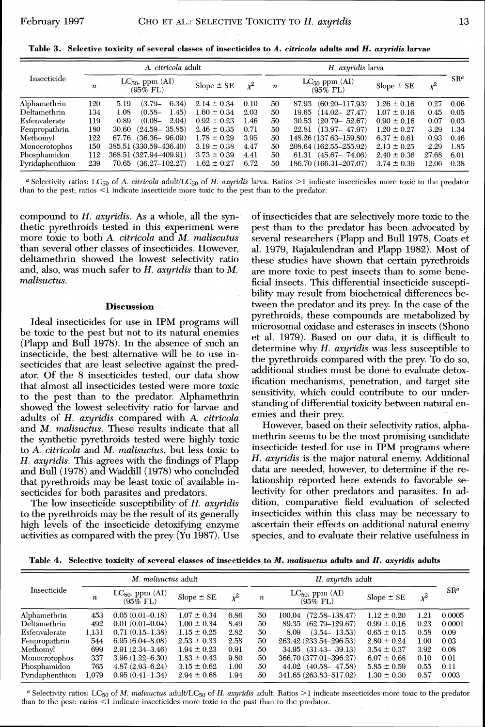**Table 3. Selective toxicity of several classes of insecticides to *A. citricola* adults and *H. axyridis* larvae**

| Insecticide | *A. citricola* adult | | | | *H. axyridis* larva | | | | SR[a] |
|---|---|---|---|---|---|---|---|---|---|
| | *n* | $LC_{50}$, ppm (AI) (95% FL) | Slope ± SE | $\chi^2$ | *n* | $LC_{50}$ ppm (AI) (95% FL) | Slope ± SE | $\chi^2$ | |
| Alphamethrin | 120 | 5.19 (3.79– 6.34) | 2.14 ± 0.34 | 0.10 | 50 | 87.93 (60.20–117.93) | 1.26 ± 0.16 | 0.27 | 0.06 |
| Deltamethrin | 134 | 1.08 (0.58– 1.45) | 1.60 ± 0.34 | 2.03 | 50 | 19.65 (14.02– 27.47) | 1.07 ± 0.16 | 0.45 | 0.05 |
| Esfenvalerate | 119 | 0.89 (0.08– 2.04) | 0.92 ± 0.23 | 1.46 | 50 | 30.53 (20.79– 52.67) | 0.90 ± 0.16 | 0.07 | 0.03 |
| Fenpropathrin | 180 | 30.60 (24.59– 35.85) | 2.46 ± 0.35 | 0.71 | 50 | 22.81 (13.97– 47.97) | 1.20 ± 0.27 | 3.29 | 1.34 |
| Methomyl | 122 | 67.76 (36.36– 96.09) | 1.78 ± 0.29 | 3.95 | 50 | 148.26 (137.63–159.80) | 6.37 ± 0.61 | 0.93 | 0.46 |
| Monocrotophos | 150 | 385.51 (330.59–436.40) | 3.19 ± 0.38 | 4.47 | 50 | 208.64 (162.55–255.92) | 2.13 ± 0.25 | 2.29 | 1.85 |
| Phosphamidon | 112 | 368.51 (327.94–409.91) | 3.73 ± 0.39 | 4.41 | 50 | 61.31 (45.67– 74.06) | 2.40 ± 0.36 | 27.68 | 6.01 |
| Pyridaphenthion | 239 | 70.65 (36.27–102.27) | 1.62 ± 0.27 | 6.72 | 50 | 186.70 (166.31–207.07) | 3.74 ± 0.39 | 12.06 | 0.38 |

[a] Selectivity ratios: $LC_{50}$ of *A. citricola* adult/$LC_{50}$ of *H. axyridis* larva. Ratios >1 indicate insecticides more toxic to the predator than to the pest; ratios <1 indicate insecticide more toxic to the pest than to the predator.

compound to *H. axyridis*. As a whole, all the synthetic pyrethroids tested in this experiment were more toxic to both *A. citricola* and *M. maliscutus* than several other classes of insecticides. However, deltamethrin showed the lowest selectivity ratio and, also, was much safer to *H. axyridis* than to *M. malisuctus*.

## Discussion

Ideal insecticides for use in IPM programs will be toxic to the pest but not to its natural enemies (Plapp and Bull 1978). In the absence of such an insecticide, the best alternative will be to use insecticides that are least selective against the predator. Of the 8 insecticides tested, our data show that almost all insecticides tested were more toxic to the pest than to the predator. Alphamethrin showed the lowest selectivity ratio for larvae and adults of *H. axyridis* compared with *A. citricola* and *M. malisuctus*. These results indicate that all the synthetic pyrethroids tested were highly toxic to *A. citricola* and *M. malisuctus*, but less toxic to *H. axyridis*. This agrees with the findings of Plapp and Bull (1978) and Waddill (1978) who concluded that pyrethroids may be least toxic of available insecticides for both parasites and predators.

The low insecticide susceptibility of *H. axyridis* to the pyrethroids may be the result of its generally high levels of the insecticide detoxifying enzyme activities as compared with the prey (Yu 1987). Use of insecticides that are selectively more toxic to the pest than to the predator has been advocated by several researchers (Plapp and Bull 1978, Coats et al. 1979, Rajakulendran and Plapp 1982). Most of these studies have shown that certain pyrethroids are more toxic to pest insects than to some beneficial insects. This differential insecticide susceptibility may result from biochemical differences between the predator and its prey. In the case of the pyrethroids, these compounds are metabolized by microsomal oxidase and esterases in insects (Shono et al. 1979). Based on our data, it is difficult to determine why *H. axyridis* was less susceptible to the pyrethroids compared with the prey. To do so, additional studies must be done to evaluate detoxification mechanisms, penetration, and target site sensitivity, which could contribute to our understanding of differential toxicity between natural enemies and their prey.

However, based on their selectivity ratios, alphamethrin seems to be the most promising candidate insecticide tested for use in IPM programs where *H. axyridis* is the major natural enemy. Additional data are needed, however, to determine if the relationship reported here extends to favorable selectivity for other predators and parasites. In addition, comparative field evaluation of selected insecticides within this class may be necessary to ascertain their effects on additional natural enemy species, and to evaluate their relative usefulness in

**Table 4. Selective toxicity of several classes of insecticides to *M. malisuctus* adults and *H. axyridis* adults**

| Insecticide | *M. malisuctus* adult | | | | *H. axyridis* adult | | | | SR[a] |
|---|---|---|---|---|---|---|---|---|---|
| | *n* | $LC_{50}$, ppm (AI) (95% FL) | Slope ± SE | $\chi^2$ | *n* | $LC_{50}$, ppm (AI) (95% FL) | Slope ± SE | $\chi^2$ | |
| Alphamethrin | 453 | 0.05 (0.01–0.18) | 1.07 ± 0.34 | 6.86 | 50 | 100.04 (72.58–138.47) | 1.12 ± 0.20 | 1.21 | 0.0005 |
| Deltamethrin | 492 | 0.01 (0.01–0.04) | 1.00 ± 0.34 | 8.49 | 50 | 89.35 (62.79–129.67) | 0.99 ± 0.16 | 0.23 | 0.0001 |
| Esfenvalerate | 1,131 | 0.71 (0.15–1.38) | 1.15 ± 0.25 | 2.82 | 50 | 8.09 (3.54– 13.53) | 0.65 ± 0.15 | 0.58 | 0.09 |
| Fenpropathrin | 544 | 6.95 (6.04–8.08) | 2.53 ± 0.33 | 2.58 | 50 | 263.42 (233.54–296.53) | 2.80 ± 0.24 | 1.00 | 0.03 |
| Methomyl | 699 | 2.91 (2.34–3.46) | 1.94 ± 0.23 | 0.91 | 50 | 34.95 (31.43– 39.13) | 3.54 ± 0.37 | 3.92 | 0.08 |
| Monocrotophos | 337 | 3.96 (1.22–6.30) | 1.83 ± 0.43 | 9.80 | 50 | 366.70 (377.01–396.27) | 6.07 ± 0.68 | 0.10 | 0.01 |
| Phosphamidon | 765 | 4.87 (2.93–6.24) | 3.15 ± 0.62 | 1.00 | 50 | 44.02 (40.58– 47.58) | 5.85 ± 0.59 | 0.55 | 0.11 |
| Pyridaphenthion | 1,079 | 0.95 (0.41–1.34) | 2.94 ± 0.68 | 1.94 | 50 | 341.65 (263.83–517.02) | 1.30 ± 0.30 | 0.57 | 0.003 |

[a] Selectivity ratios: $LC_{50}$ of *M. malisuctus* adult/$LC_{50}$ of *H. axyridis* adult. Ratios >1 indicate insecticides more toxic to the predator than to the pest: ratios <1 indicate insecticides more toxic to the past than to the predator.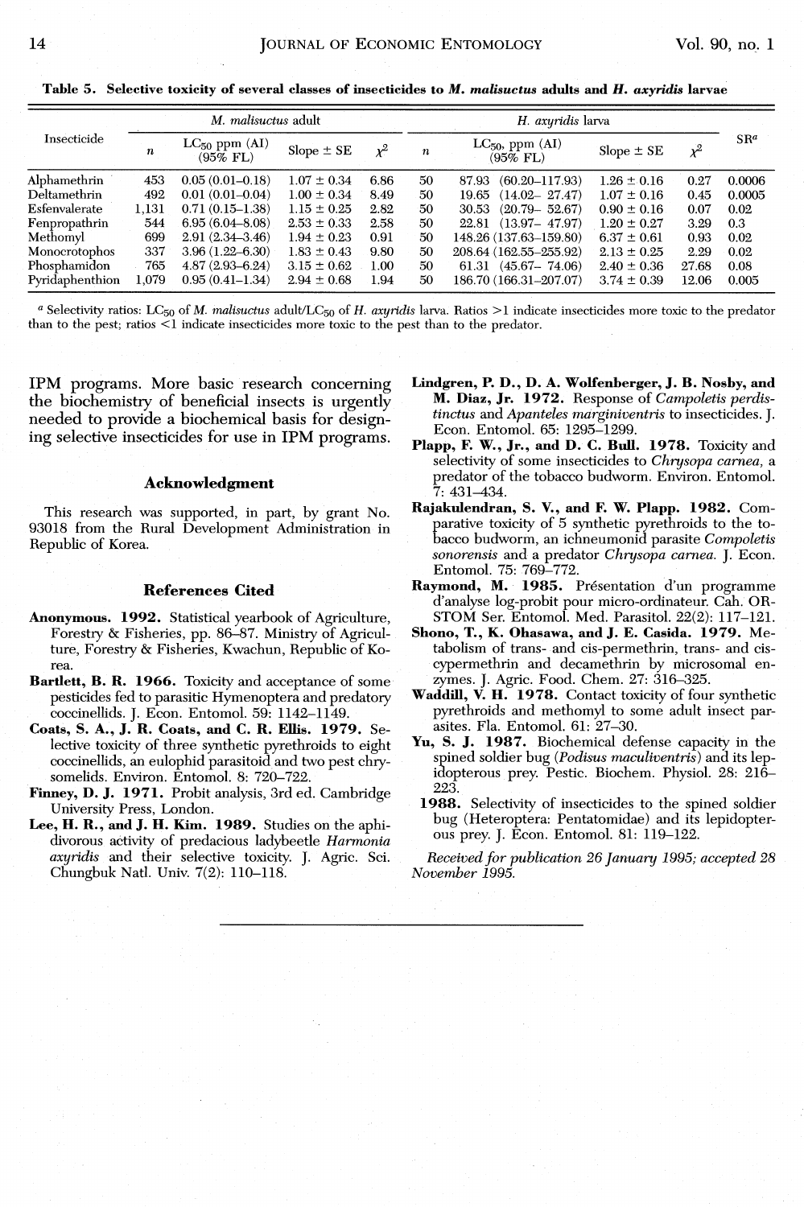**Table 5. Selective toxicity of several classes of insecticides to *M. malisuctus* adults and *H. axyridis* larvae**

| Insecticide | *M. malisuctus* adult | | | | *H. axyridis* larva | | | | SR[a] |
|---|---|---|---|---|---|---|---|---|---|
| | $n$ | $LC_{50}$ ppm (AI) (95% FL) | Slope ± SE | $\chi^2$ | $n$ | $LC_{50}$, ppm (AI) (95% FL) | Slope ± SE | $\chi^2$ | |
| Alphamethrin | 453 | 0.05 (0.01–0.18) | 1.07 ± 0.34 | 6.86 | 50 | 87.93 (60.20–117.93) | 1.26 ± 0.16 | 0.27 | 0.0006 |
| Deltamethrin | 492 | 0.01 (0.01–0.04) | 1.00 ± 0.34 | 8.49 | 50 | 19.65 (14.02– 27.47) | 1.07 ± 0.16 | 0.45 | 0.0005 |
| Esfenvalerate | 1,131 | 0.71 (0.15–1.38) | 1.15 ± 0.25 | 2.82 | 50 | 30.53 (20.79– 52.67) | 0.90 ± 0.16 | 0.07 | 0.02 |
| Fenpropathrin | 544 | 6.95 (6.04–8.08) | 2.53 ± 0.33 | 2.58 | 50 | 22.81 (13.97– 47.97) | 1.20 ± 0.27 | 3.29 | 0.3 |
| Methomyl | 699 | 2.91 (2.34–3.46) | 1.94 ± 0.23 | 0.91 | 50 | 148.26 (137.63–159.80) | 6.37 ± 0.61 | 0.93 | 0.02 |
| Monocrotophos | 337 | 3.96 (1.22–6.30) | 1.83 ± 0.43 | 9.80 | 50 | 208.64 (162.55–255.92) | 2.13 ± 0.25 | 2.29 | 0.02 |
| Phosphamidon | 765 | 4.87 (2.93–6.24) | 3.15 ± 0.62 | 1.00 | 50 | 61.31 (45.67– 74.06) | 2.40 ± 0.36 | 27.68 | 0.08 |
| Pyridaphenthion | 1,079 | 0.95 (0.41–1.34) | 2.94 ± 0.68 | 1.94 | 50 | 186.70 (166.31–207.07) | 3.74 ± 0.39 | 12.06 | 0.005 |

[a] Selectivity ratios: $LC_{50}$ of *M. malisuctus* adult/$LC_{50}$ of *H. axyridis* larva. Ratios >1 indicate insecticides more toxic to the predator than to the pest; ratios <1 indicate insecticides more toxic to the pest than to the predator.

IPM programs. More basic research concerning the biochemistry of beneficial insects is urgently needed to provide a biochemical basis for designing selective insecticides for use in IPM programs.

## Acknowledgment

This research was supported, in part, by grant No. 93018 from the Rural Development Administration in Republic of Korea.

## References Cited

**Anonymous. 1992.** Statistical yearbook of Agriculture, Forestry & Fisheries, pp. 86–87. Ministry of Agriculture, Forestry & Fisheries, Kwachun, Republic of Korea.

**Bartlett, B. R. 1966.** Toxicity and acceptance of some pesticides fed to parasitic Hymenoptera and predatory coccinellids. J. Econ. Entomol. 59: 1142–1149.

**Coats, S. A., J. R. Coats, and C. R. Ellis. 1979.** Selective toxicity of three synthetic pyrethroids to eight coccinellids, an eulophid parasitoid and two pest chrysomelids. Environ. Entomol. 8: 720–722.

**Finney, D. J. 1971.** Probit analysis, 3rd ed. Cambridge University Press, London.

**Lee, H. R., and J. H. Kim. 1989.** Studies on the aphidivorous activity of predacious ladybeetle *Harmonia axyridis* and their selective toxicity. J. Agric. Sci. Chungbuk Natl. Univ. 7(2): 110–118.

**Lindgren, P. D., D. A. Wolfenberger, J. B. Nosby, and M. Diaz, Jr. 1972.** Response of *Campoletis perdistinctus* and *Apanteles marginiventris* to insecticides. J. Econ. Entomol. 65: 1295–1299.

**Plapp, F. W., Jr., and D. C. Bull. 1978.** Toxicity and selectivity of some insecticides to *Chrysopa carnea*, a predator of the tobacco budworm. Environ. Entomol. 7: 431–434.

**Rajakulendran, S. V., and F. W. Plapp. 1982.** Comparative toxicity of 5 synthetic pyrethroids to the tobacco budworm, an ichneumonid parasite *Compoletis sonorensis* and a predator *Chrysopa carnea*. J. Econ. Entomol. 75: 769–772.

**Raymond, M. 1985.** Présentation d'un programme d'analyse log-probit pour micro-ordinateur. Cah. ORSTOM Ser. Entomol. Med. Parasitol. 22(2): 117–121.

**Shono, T., K. Ohasawa, and J. E. Casida. 1979.** Metabolism of trans- and cis-permethrin, trans- and cis-cypermethrin and decamethrin by microsomal enzymes. J. Agric. Food. Chem. 27: 316–325.

**Waddill, V. H. 1978.** Contact toxicity of four synthetic pyrethroids and methomyl to some adult insect parasites. Fla. Entomol. 61: 27–30.

**Yu, S. J. 1987.** Biochemical defense capacity in the spined soldier bug (*Podisus maculiventris*) and its lepidopterous prey. Pestic. Biochem. Physiol. 28: 216–223.

**1988.** Selectivity of insecticides to the spined soldier bug (Heteroptera: Pentatomidae) and its lepidopterous prey. J. Econ. Entomol. 81: 119–122.

*Received for publication 26 January 1995; accepted 28 November 1995.*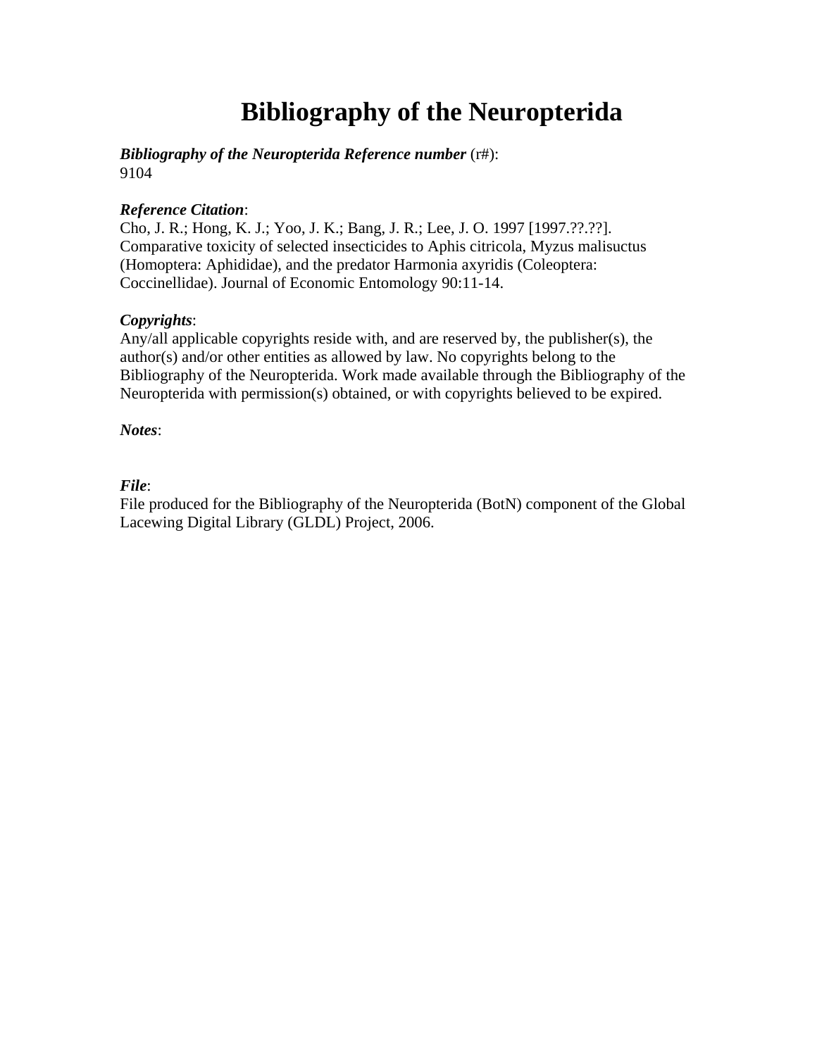# Bibliography of the Neuropterida

***Bibliography of the Neuropterida Reference number*** (r#):
9104

***Reference Citation***:
Cho, J. R.; Hong, K. J.; Yoo, J. K.; Bang, J. R.; Lee, J. O. 1997 [1997.??.??]. Comparative toxicity of selected insecticides to Aphis citricola, Myzus malisuctus (Homoptera: Aphididae), and the predator Harmonia axyridis (Coleoptera: Coccinellidae). Journal of Economic Entomology 90:11-14.

***Copyrights***:
Any/all applicable copyrights reside with, and are reserved by, the publisher(s), the author(s) and/or other entities as allowed by law. No copyrights belong to the Bibliography of the Neuropterida. Work made available through the Bibliography of the Neuropterida with permission(s) obtained, or with copyrights believed to be expired.

***Notes***:

***File***:
File produced for the Bibliography of the Neuropterida (BotN) component of the Global Lacewing Digital Library (GLDL) Project, 2006.